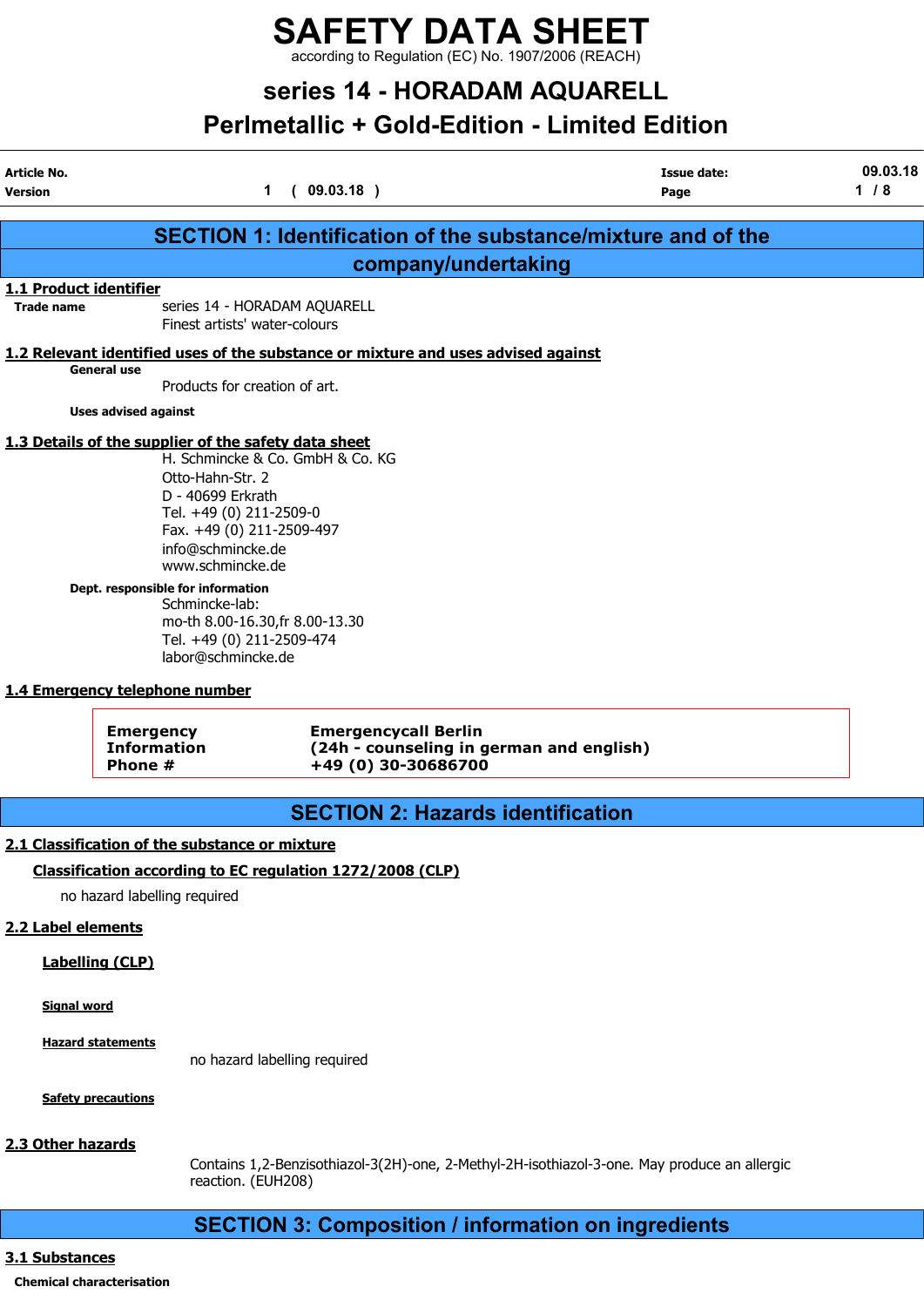# SAFETY DATA SHEET

according to Regulation (EC) No. 1907/2006 (REACH)

## series 14 - HORADAM AQUARELL
## Perlmetallic + Gold-Edition - Limited Edition

| Article No. | | Issue date: | 09.03.18 |
|---|---|---|---|
| Version | 1 ( 09.03.18 ) | | |

## SECTION 1: Identification of the substance/mixture and of the company/undertaking

### 1.1 Product identifier

**Trade name**
series 14 - HORADAM AQUARELL
Finest artists' water-colours

### 1.2 Relevant identified uses of the substance or mixture and uses advised against

**General use**

Products for creation of art.

**Uses advised against**

### 1.3 Details of the supplier of the safety data sheet

H. Schmincke & Co. GmbH & Co. KG
Otto-Hahn-Str. 2
D - 40699 Erkrath
Tel. +49 (0) 211-2509-0
Fax. +49 (0) 211-2509-497
info@schmincke.de
www.schmincke.de

**Dept. responsible for information**
Schmincke-lab:
mo-th 8.00-16.30,fr 8.00-13.30
Tel. +49 (0) 211-2509-474
labor@schmincke.de

### 1.4 Emergency telephone number

**Emergency Information Phone #**
**Emergencycall Berlin**
**(24h - counseling in german and english)**
**+49 (0) 30-30686700**

## SECTION 2: Hazards identification

### 2.1 Classification of the substance or mixture

**Classification according to EC regulation 1272/2008 (CLP)**

no hazard labelling required

### 2.2 Label elements

**Labelling (CLP)**

**Signal word**

**Hazard statements**

no hazard labelling required

**Safety precautions**

### 2.3 Other hazards

Contains 1,2-Benzisothiazol-3(2H)-one, 2-Methyl-2H-isothiazol-3-one. May produce an allergic reaction. (EUH208)

## SECTION 3: Composition / information on ingredients

### 3.1 Substances

**Chemical characterisation**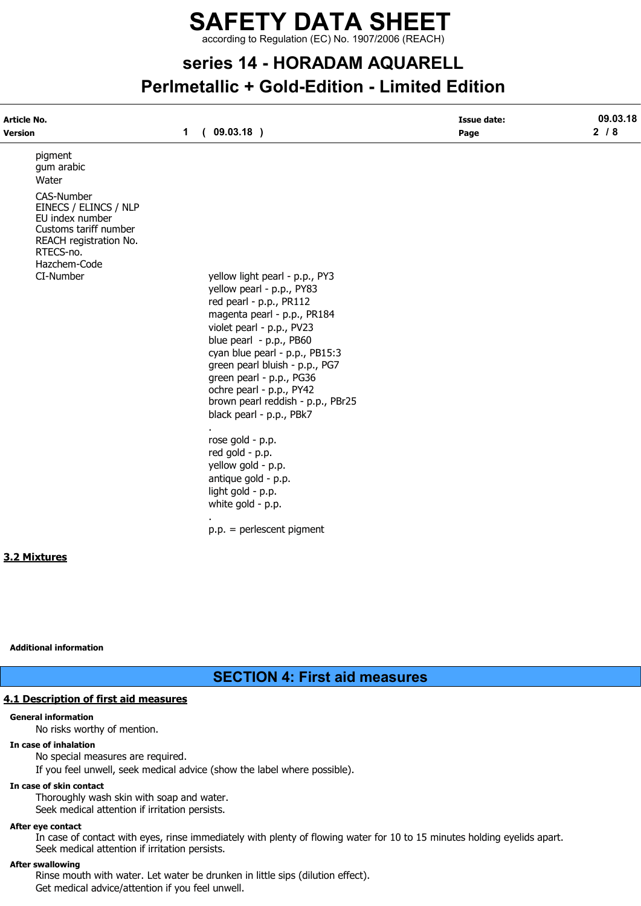pigment
gum arabic
Water

| | |
|---|---|
| CAS-Number | |
| EINECS / ELINCS / NLP | |
| EU index number | |
| Customs tariff number | |
| REACH registration No. | |
| RTECS-no. | |
| Hazchem-Code | |
| CI-Number | yellow light pearl - p.p., PY3<br>yellow pearl - p.p., PY83<br>red pearl - p.p., PR112<br>magenta pearl - p.p., PR184<br>violet pearl - p.p., PV23<br>blue pearl - p.p., PB60<br>cyan blue pearl - p.p., PB15:3<br>green pearl bluish - p.p., PG7<br>green pearl - p.p., PG36<br>ochre pearl - p.p., PY42<br>brown pearl reddish - p.p., PBr25<br>black pearl - p.p., PBk7<br>.<br>rose gold - p.p.<br>red gold - p.p.<br>yellow gold - p.p.<br>antique gold - p.p.<br>light gold - p.p.<br>white gold - p.p.<br>.<br>p.p. = perlescent pigment |

### 3.2 Mixtures

**Additional information**

## SECTION 4: First aid measures

### 4.1 Description of first aid measures

**General information**

No risks worthy of mention.

**In case of inhalation**

No special measures are required.
If you feel unwell, seek medical advice (show the label where possible).

**In case of skin contact**

Thoroughly wash skin with soap and water.
Seek medical attention if irritation persists.

**After eye contact**

In case of contact with eyes, rinse immediately with plenty of flowing water for 10 to 15 minutes holding eyelids apart.
Seek medical attention if irritation persists.

**After swallowing**

Rinse mouth with water. Let water be drunken in little sips (dilution effect).
Get medical advice/attention if you feel unwell.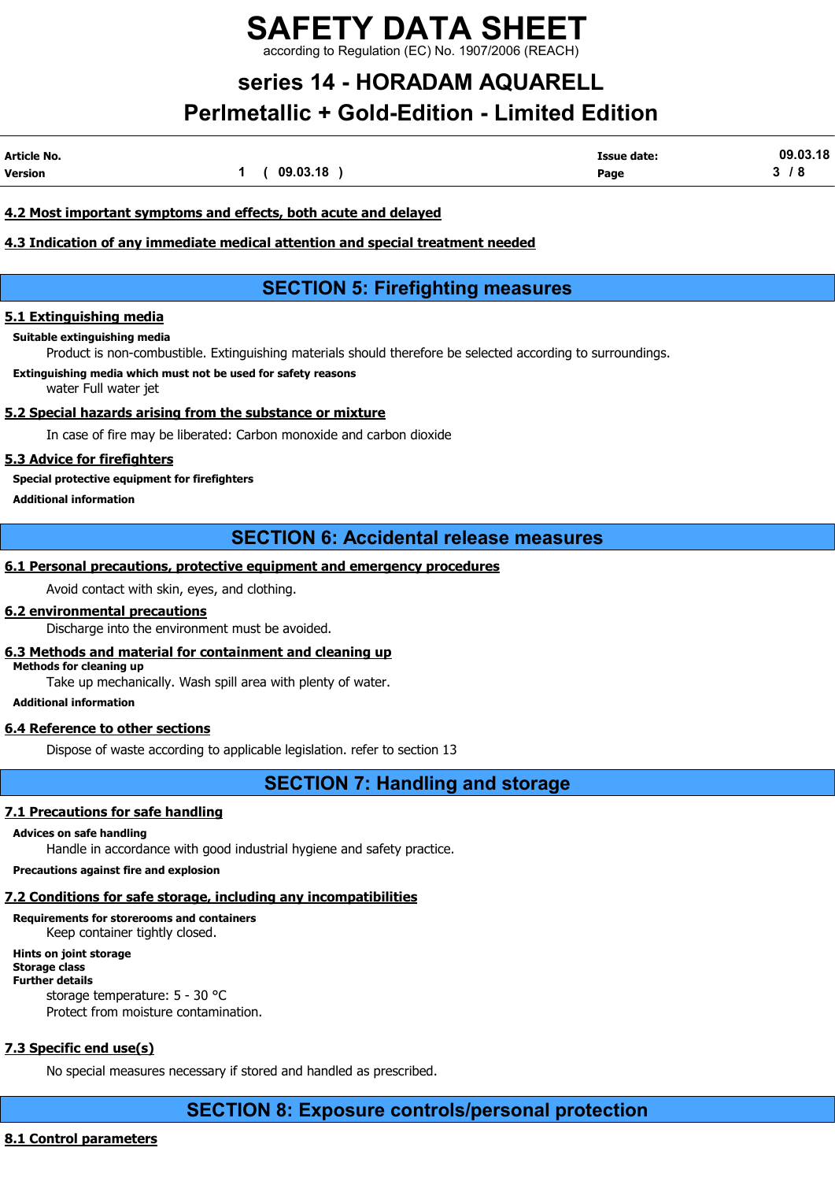### 4.2 Most important symptoms and effects, both acute and delayed

### 4.3 Indication of any immediate medical attention and special treatment needed

## SECTION 5: Firefighting measures

### 5.1 Extinguishing media

**Suitable extinguishing media**

Product is non-combustible. Extinguishing materials should therefore be selected according to surroundings.

**Extinguishing media which must not be used for safety reasons**

water Full water jet

### 5.2 Special hazards arising from the substance or mixture

In case of fire may be liberated: Carbon monoxide and carbon dioxide

### 5.3 Advice for firefighters

**Special protective equipment for firefighters**

**Additional information**

## SECTION 6: Accidental release measures

### 6.1 Personal precautions, protective equipment and emergency procedures

Avoid contact with skin, eyes, and clothing.

### 6.2 environmental precautions

Discharge into the environment must be avoided.

### 6.3 Methods and material for containment and cleaning up

**Methods for cleaning up**

Take up mechanically. Wash spill area with plenty of water.

**Additional information**

### 6.4 Reference to other sections

Dispose of waste according to applicable legislation. refer to section 13

## SECTION 7: Handling and storage

### 7.1 Precautions for safe handling

**Advices on safe handling**

Handle in accordance with good industrial hygiene and safety practice.

**Precautions against fire and explosion**

### 7.2 Conditions for safe storage, including any incompatibilities

**Requirements for storerooms and containers**

Keep container tightly closed.

**Hints on joint storage**

**Storage class**

**Further details**

storage temperature: 5 - 30 °C

Protect from moisture contamination.

### 7.3 Specific end use(s)

No special measures necessary if stored and handled as prescribed.

## SECTION 8: Exposure controls/personal protection

### 8.1 Control parameters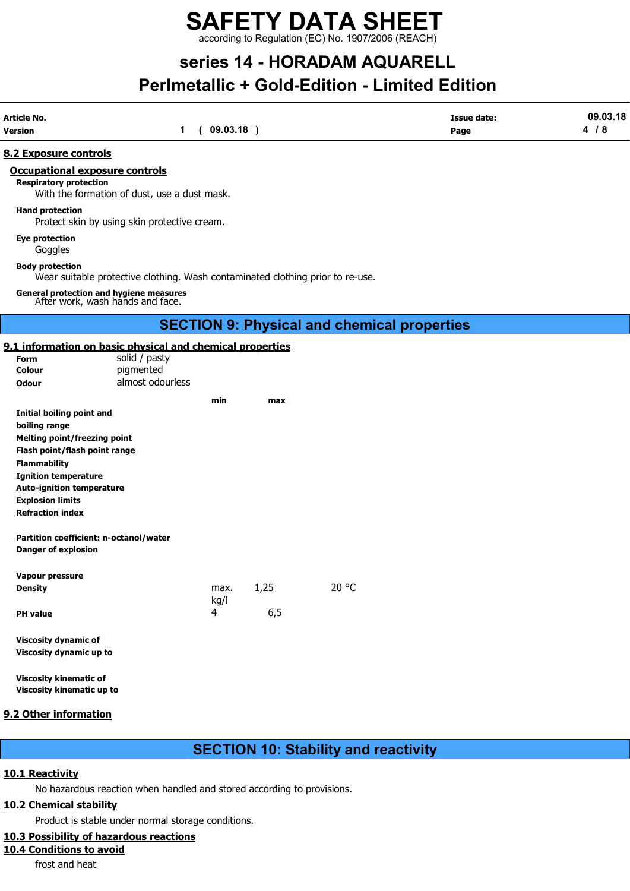### 8.2 Exposure controls

#### Occupational exposure controls

**Respiratory protection**

With the formation of dust, use a dust mask.

**Hand protection**

Protect skin by using skin protective cream.

**Eye protection**

Goggles

**Body protection**

Wear suitable protective clothing. Wash contaminated clothing prior to re-use.

**General protection and hygiene measures**

After work, wash hands and face.

## SECTION 9: Physical and chemical properties

### 9.1 information on basic physical and chemical properties

| | | | | |
|---|---|---|---|---|
| **Form** | solid / pasty | | | |
| **Colour** | pigmented | | | |
| **Odour** | almost odourless | | | |
| | | **min** | **max** | |
| **Initial boiling point and boiling range** | | | | |
| **Melting point/freezing point** | | | | |
| **Flash point/flash point range** | | | | |
| **Flammability** | | | | |
| **Ignition temperature** | | | | |
| **Auto-ignition temperature** | | | | |
| **Explosion limits** | | | | |
| **Refraction index** | | | | |
| **Partition coefficient: n-octanol/water** | | | | |
| **Danger of explosion** | | | | |
| **Vapour pressure** | | | | |
| **Density** | | max. kg/l | 1,25 | 20 °C |
| **PH value** | | 4 | 6,5 | |
| **Viscosity dynamic of** | | | | |
| **Viscosity dynamic up to** | | | | |
| **Viscosity kinematic of** | | | | |
| **Viscosity kinematic up to** | | | | |

### 9.2 Other information

## SECTION 10: Stability and reactivity

### 10.1 Reactivity

No hazardous reaction when handled and stored according to provisions.

### 10.2 Chemical stability

Product is stable under normal storage conditions.

### 10.3 Possibility of hazardous reactions

### 10.4 Conditions to avoid

frost and heat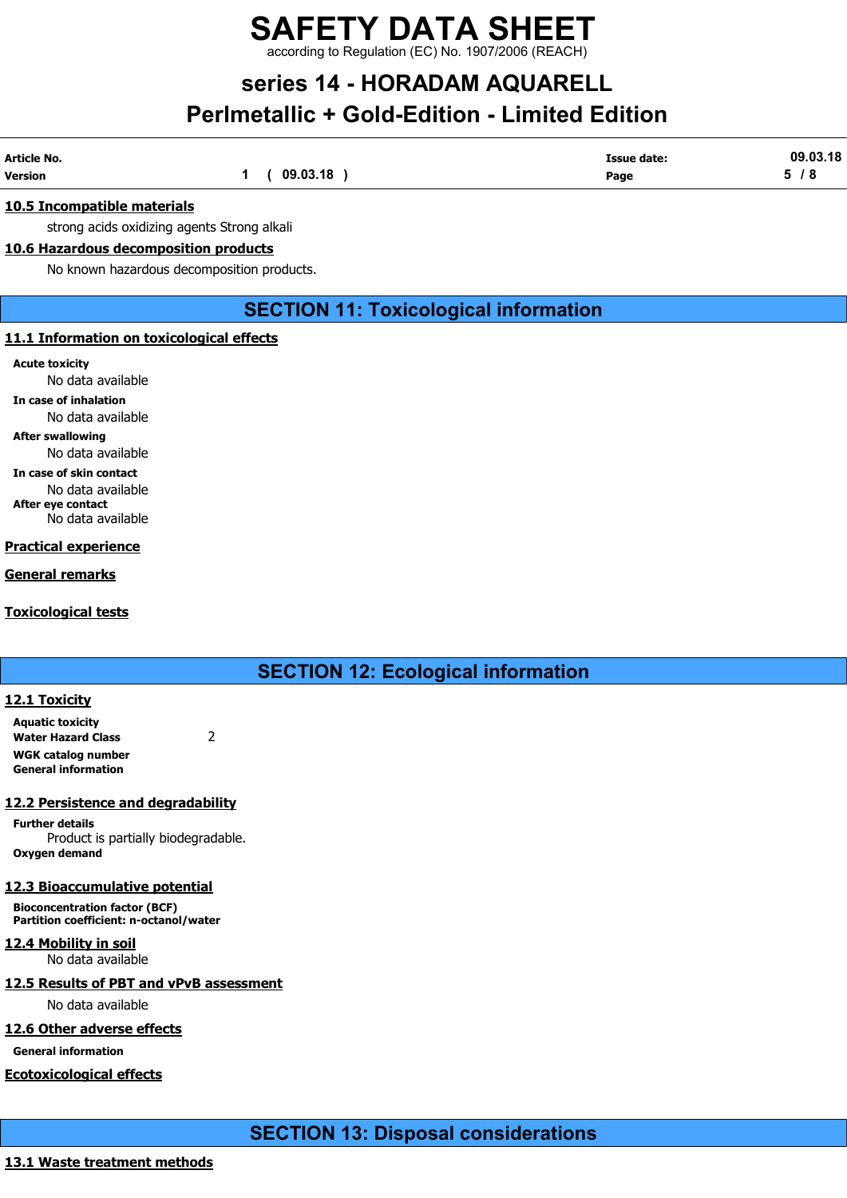### 10.5 Incompatible materials

strong acids oxidizing agents Strong alkali

### 10.6 Hazardous decomposition products

No known hazardous decomposition products.

## SECTION 11: Toxicological information

### 11.1 Information on toxicological effects

**Acute toxicity**

No data available

**In case of inhalation**

No data available

**After swallowing**

No data available

**In case of skin contact**

No data available

**After eye contact**

No data available

### Practical experience

### General remarks

### Toxicological tests

## SECTION 12: Ecological information

### 12.1 Toxicity

**Aquatic toxicity**

**Water Hazard Class** 2

**WGK catalog number**

**General information**

### 12.2 Persistence and degradability

**Further details**

Product is partially biodegradable.

**Oxygen demand**

### 12.3 Bioaccumulative potential

**Bioconcentration factor (BCF)**

**Partition coefficient: n-octanol/water**

### 12.4 Mobility in soil

No data available

### 12.5 Results of PBT and vPvB assessment

No data available

### 12.6 Other adverse effects

**General information**

### Ecotoxicological effects

## SECTION 13: Disposal considerations

### 13.1 Waste treatment methods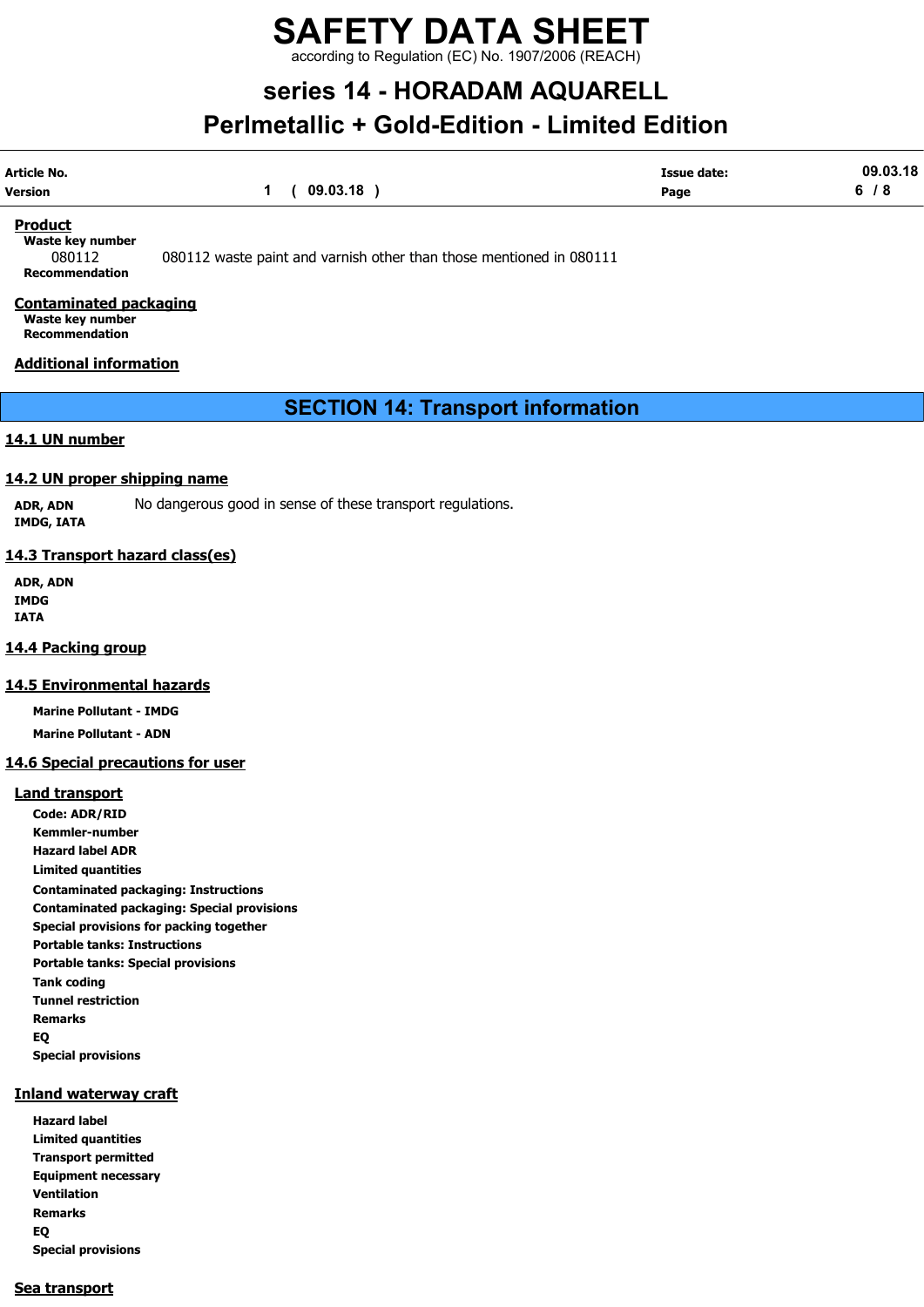**Product**

**Waste key number**

080112 080112 waste paint and varnish other than those mentioned in 080111

**Recommendation**

**Contaminated packaging**

**Waste key number**

**Recommendation**

**Additional information**

## SECTION 14: Transport information

### 14.1 UN number

### 14.2 UN proper shipping name

**ADR, ADN** No dangerous good in sense of these transport regulations.
**IMDG, IATA**

### 14.3 Transport hazard class(es)

**ADR, ADN**
**IMDG**
**IATA**

### 14.4 Packing group

### 14.5 Environmental hazards

**Marine Pollutant - IMDG**

**Marine Pollutant - ADN**

### 14.6 Special precautions for user

**Land transport**

**Code: ADR/RID**
**Kemmler-number**
**Hazard label ADR**
**Limited quantities**
**Contaminated packaging: Instructions**
**Contaminated packaging: Special provisions**
**Special provisions for packing together**
**Portable tanks: Instructions**
**Portable tanks: Special provisions**
**Tank coding**
**Tunnel restriction**
**Remarks**
**EQ**
**Special provisions**

**Inland waterway craft**

**Hazard label**
**Limited quantities**
**Transport permitted**
**Equipment necessary**
**Ventilation**
**Remarks**
**EQ**
**Special provisions**

**Sea transport**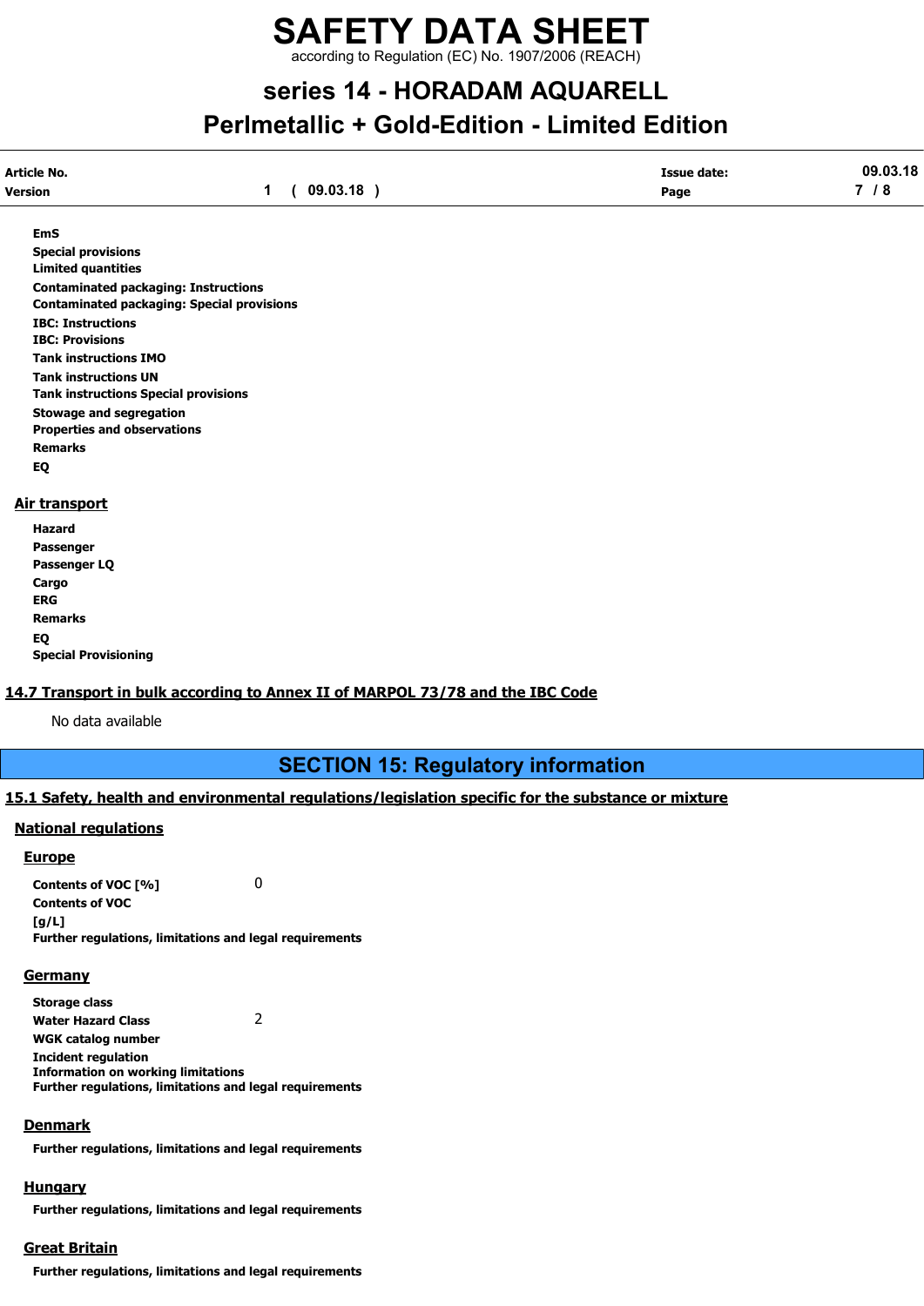**EmS**

**Special provisions**

**Limited quantities**

**Contaminated packaging: Instructions**

**Contaminated packaging: Special provisions**

**IBC: Instructions**

**IBC: Provisions**

**Tank instructions IMO**

**Tank instructions UN**

**Tank instructions Special provisions**

**Stowage and segregation**

**Properties and observations**

**Remarks**

**EQ**

### Air transport

**Hazard**

**Passenger**

**Passenger LQ**

**Cargo**

**ERG**

**Remarks**

**EQ**

**Special Provisioning**

### 14.7 Transport in bulk according to Annex II of MARPOL 73/78 and the IBC Code

No data available

## SECTION 15: Regulatory information

### 15.1 Safety, health and environmental regulations/legislation specific for the substance or mixture

#### National regulations

#### Europe

**Contents of VOC [%]** 0

**Contents of VOC [g/L]**

**Further regulations, limitations and legal requirements**

#### Germany

**Storage class**

**Water Hazard Class** 2

**WGK catalog number**

**Incident regulation**

**Information on working limitations**

**Further regulations, limitations and legal requirements**

#### Denmark

**Further regulations, limitations and legal requirements**

#### Hungary

**Further regulations, limitations and legal requirements**

#### Great Britain

**Further regulations, limitations and legal requirements**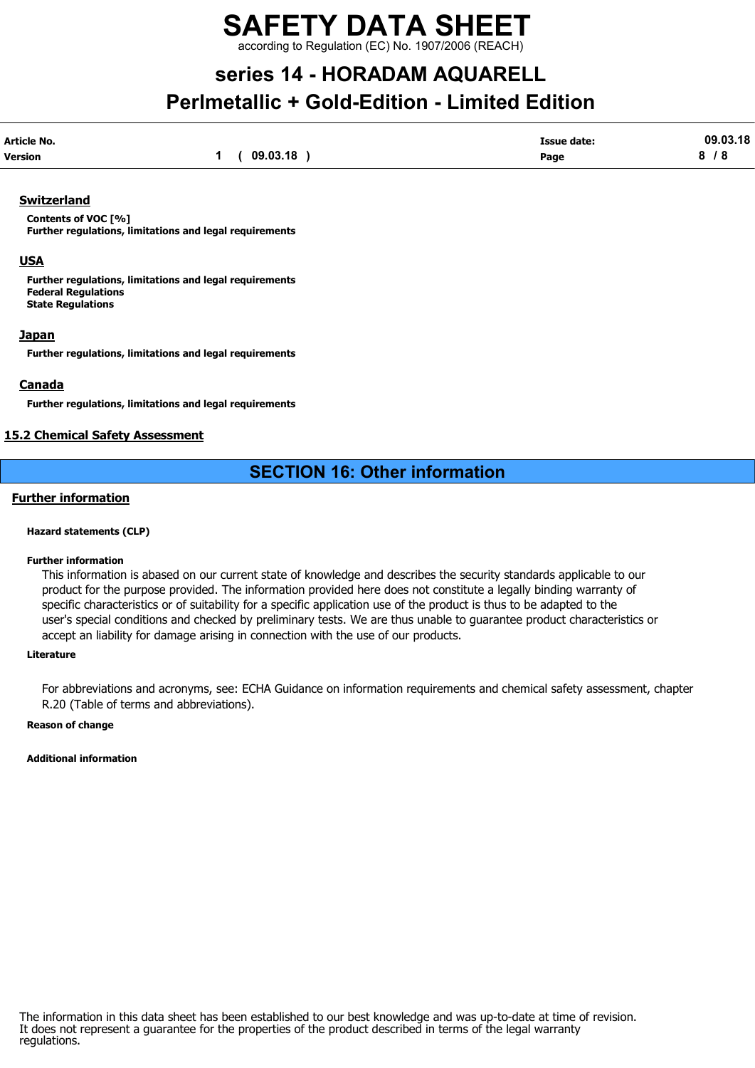### Switzerland

**Contents of VOC [%]**
**Further regulations, limitations and legal requirements**

### USA

**Further regulations, limitations and legal requirements**
**Federal Regulations**
**State Regulations**

### Japan

**Further regulations, limitations and legal requirements**

### Canada

**Further regulations, limitations and legal requirements**

### 15.2 Chemical Safety Assessment

## SECTION 16: Other information

### Further information

**Hazard statements (CLP)**

**Further information**

This information is abased on our current state of knowledge and describes the security standards applicable to our product for the purpose provided. The information provided here does not constitute a legally binding warranty of specific characteristics or of suitability for a specific application use of the product is thus to be adapted to the user's special conditions and checked by preliminary tests. We are thus unable to guarantee product characteristics or accept an liability for damage arising in connection with the use of our products.

**Literature**

For abbreviations and acronyms, see: ECHA Guidance on information requirements and chemical safety assessment, chapter R.20 (Table of terms and abbreviations).

**Reason of change**

**Additional information**

The information in this data sheet has been established to our best knowledge and was up-to-date at time of revision. It does not represent a guarantee for the properties of the product described in terms of the legal warranty regulations.